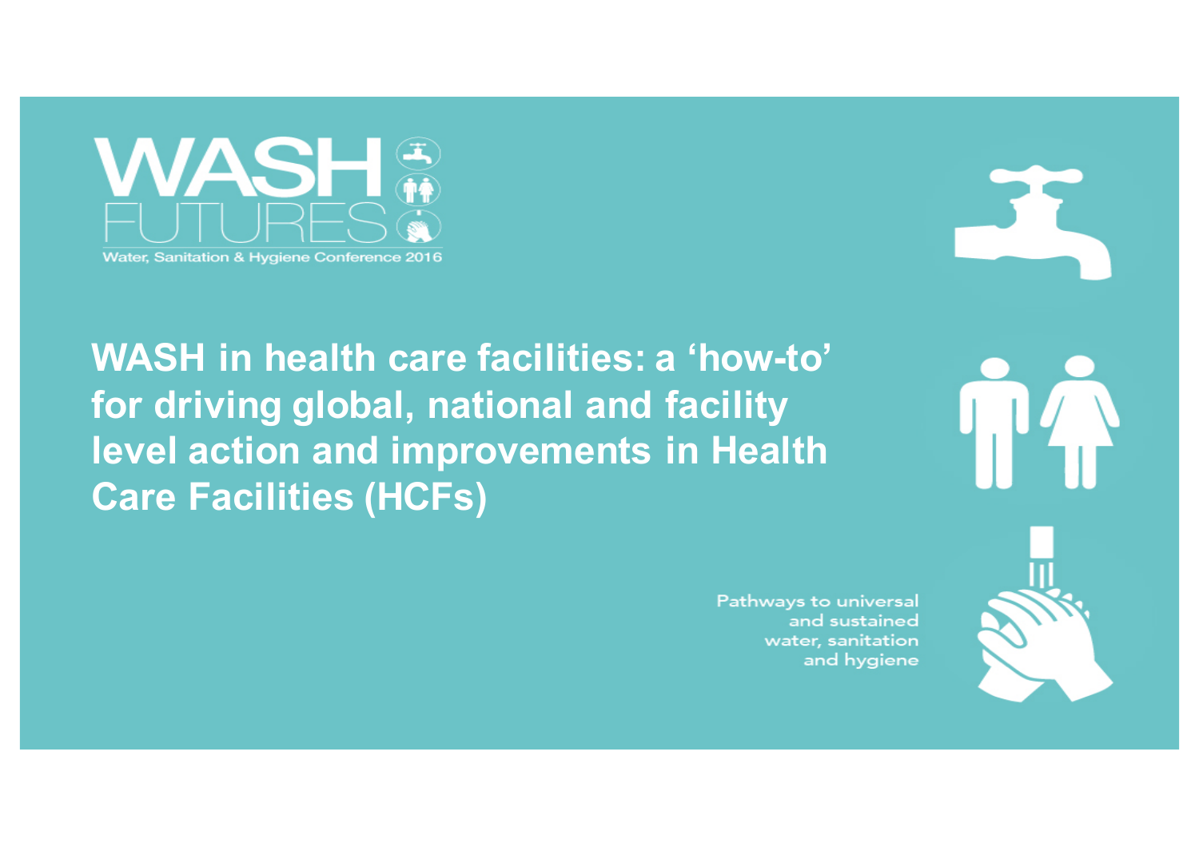WASH FUTURES

Water, Sanitation & Hygiene Conference 2016

# WASH in health care facilities: a 'how-to' for driving global, national and facility level action and improvements in Health Care Facilities (HCFs)

Pathways to universal and sustained water, sanitation and hygiene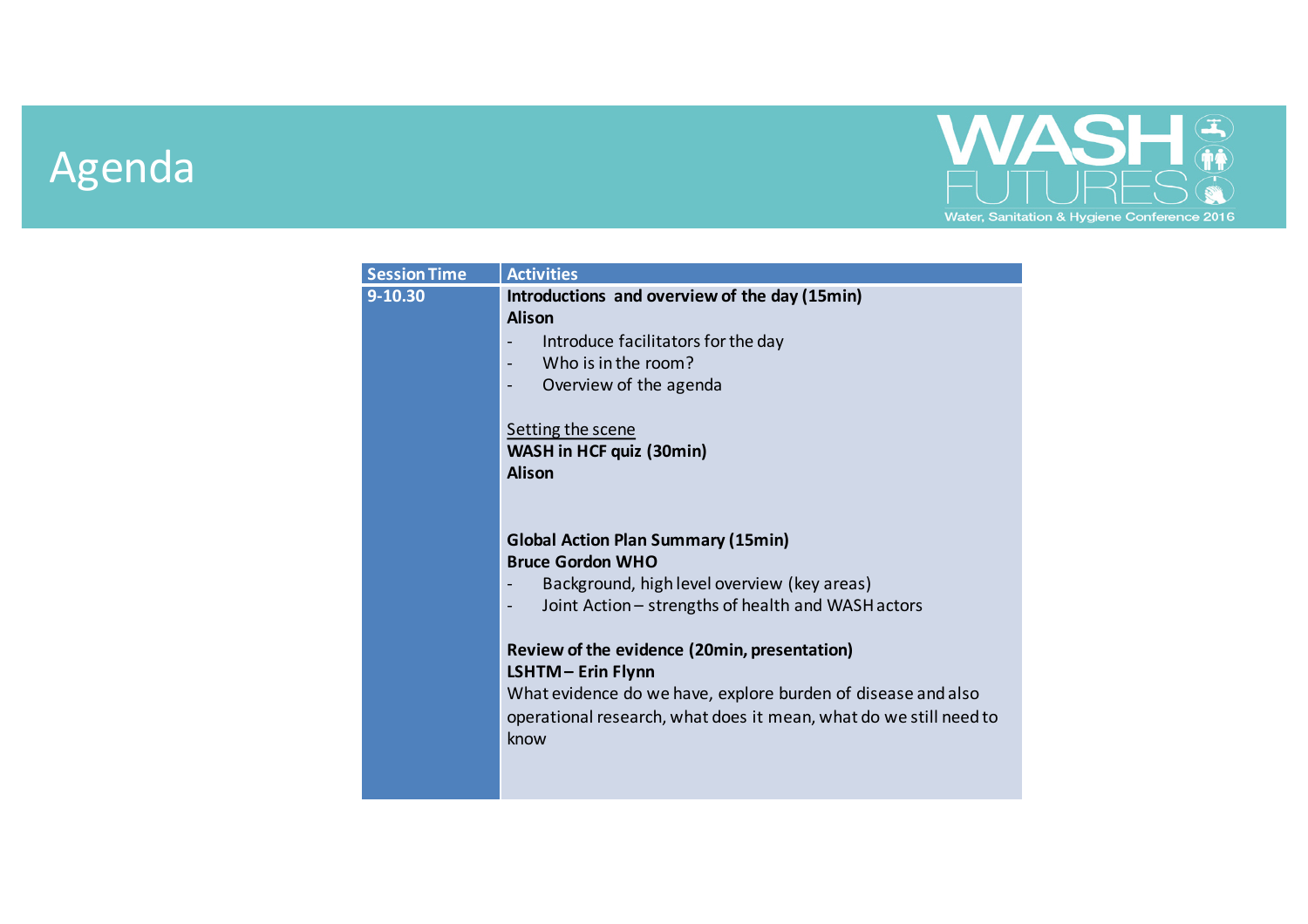# Agenda

WASH FUTURES
Water, Sanitation & Hygiene Conference 2016

| Session Time | Activities |
| --- | --- |
| 9-10.30 | **Introductions and overview of the day (15min)**<br>**Alison**<br>- Introduce facilitators for the day<br>- Who is in the room?<br>- Overview of the agenda<br><br>Setting the scene<br>**WASH in HCF quiz (30min)**<br>**Alison**<br><br>**Global Action Plan Summary (15min)**<br>**Bruce Gordon WHO**<br>- Background, high level overview (key areas)<br>- Joint Action – strengths of health and WASH actors<br><br>**Review of the evidence (20min, presentation)**<br>**LSHTM – Erin Flynn**<br>What evidence do we have, explore burden of disease and also operational research, what does it mean, what do we still need to know |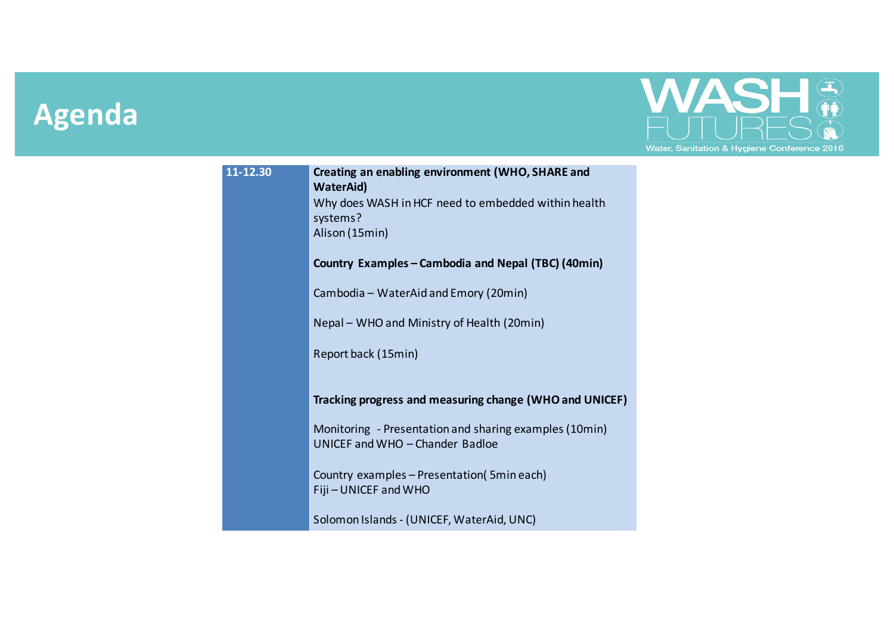# Agenda

WASH FUTURES
Water, Sanitation & Hygiene Conference 2016

| | |
|---|---|
| **11-12.30** | **Creating an enabling environment (WHO, SHARE and WaterAid)**<br>Why does WASH in HCF need to embedded within health systems?<br>Alison (15min)<br><br>**Country Examples – Cambodia and Nepal (TBC) (40min)**<br><br>Cambodia – WaterAid and Emory (20min)<br><br>Nepal – WHO and Ministry of Health (20min)<br><br>Report back (15min)<br><br>**Tracking progress and measuring change (WHO and UNICEF)**<br><br>Monitoring - Presentation and sharing examples (10min)<br>UNICEF and WHO – Chander Badloe<br><br>Country examples – Presentation( 5min each)<br>Fiji – UNICEF and WHO<br><br>Solomon Islands - (UNICEF, WaterAid, UNC) |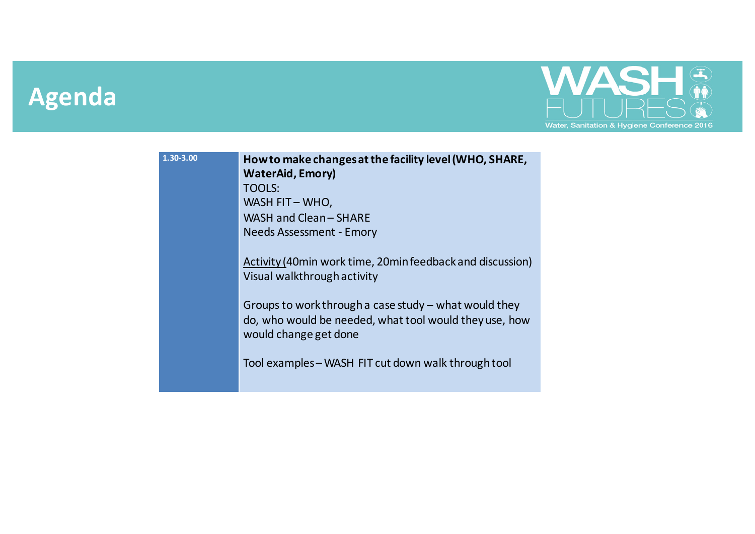# Agenda

WASH FUTURES
Water, Sanitation & Hygiene Conference 2016

| 1.30-3.00 | **How to make changes at the facility level (WHO, SHARE, WaterAid, Emory)**<br>TOOLS:<br>WASH FIT – WHO,<br>WASH and Clean – SHARE<br>Needs Assessment - Emory<br><br>Activity (40min work time, 20min feedback and discussion)<br>Visual walkthrough activity<br><br>Groups to work through a case study – what would they do, who would be needed, what tool would they use, how would change get done<br><br>Tool examples – WASH FIT cut down walk through tool |
|---|---|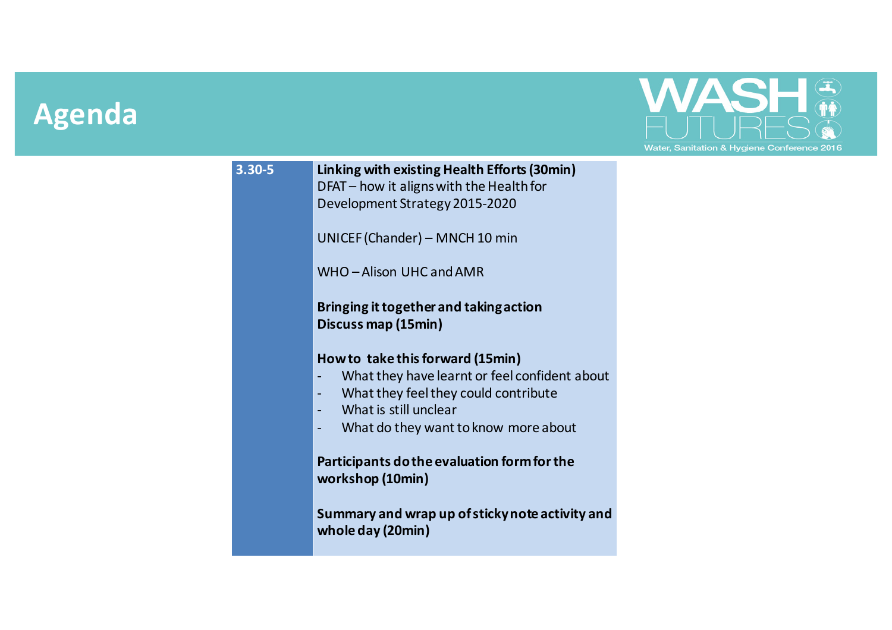# Agenda

WASH FUTURES
Water, Sanitation & Hygiene Conference 2016

| | |
|---|---|
| 3.30-5 | **Linking with existing Health Efforts (30min)**<br>DFAT – how it aligns with the Health for Development Strategy 2015-2020<br><br>UNICEF (Chander) – MNCH 10 min<br><br>WHO – Alison UHC and AMR<br><br>**Bringing it together and taking action**<br>**Discuss map (15min)**<br><br>**How to take this forward (15min)**<br>- What they have learnt or feel confident about<br>- What they feel they could contribute<br>- What is still unclear<br>- What do they want to know more about<br><br>**Participants do the evaluation form for the workshop (10min)**<br><br>**Summary and wrap up of sticky note activity and whole day (20min)** |